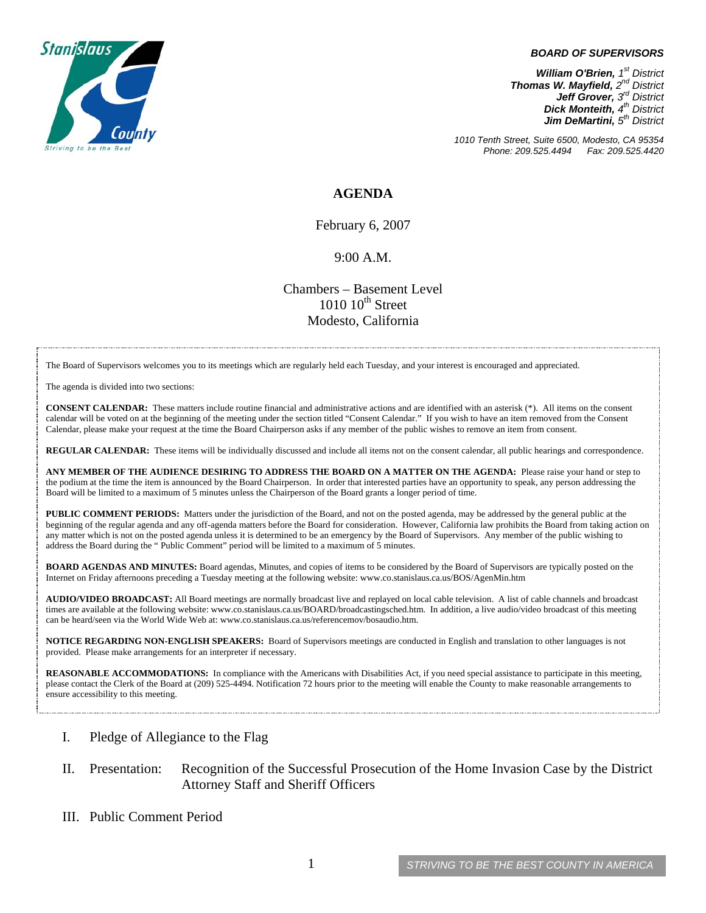Stanislaus County
Striving to be the Best

**BOARD OF SUPERVISORS**

***William O'Brien,** 1st District*
***Thomas W. Mayfield,** 2nd District*
***Jeff Grover,** 3rd District*
***Dick Monteith,** 4th District*
***Jim DeMartini,** 5th District*

*1010 Tenth Street, Suite 6500, Modesto, CA 95354*
*Phone: 209.525.4494 Fax: 209.525.4420*

# AGENDA

February 6, 2007

9:00 A.M.

Chambers – Basement Level
1010 10th Street
Modesto, California

The Board of Supervisors welcomes you to its meetings which are regularly held each Tuesday, and your interest is encouraged and appreciated.

The agenda is divided into two sections:

**CONSENT CALENDAR:** These matters include routine financial and administrative actions and are identified with an asterisk (*). All items on the consent calendar will be voted on at the beginning of the meeting under the section titled "Consent Calendar." If you wish to have an item removed from the Consent Calendar, please make your request at the time the Board Chairperson asks if any member of the public wishes to remove an item from consent.

**REGULAR CALENDAR:** These items will be individually discussed and include all items not on the consent calendar, all public hearings and correspondence.

**ANY MEMBER OF THE AUDIENCE DESIRING TO ADDRESS THE BOARD ON A MATTER ON THE AGENDA:** Please raise your hand or step to the podium at the time the item is announced by the Board Chairperson. In order that interested parties have an opportunity to speak, any person addressing the Board will be limited to a maximum of 5 minutes unless the Chairperson of the Board grants a longer period of time.

**PUBLIC COMMENT PERIODS:** Matters under the jurisdiction of the Board, and not on the posted agenda, may be addressed by the general public at the beginning of the regular agenda and any off-agenda matters before the Board for consideration. However, California law prohibits the Board from taking action on any matter which is not on the posted agenda unless it is determined to be an emergency by the Board of Supervisors. Any member of the public wishing to address the Board during the " Public Comment" period will be limited to a maximum of 5 minutes.

**BOARD AGENDAS AND MINUTES:** Board agendas, Minutes, and copies of items to be considered by the Board of Supervisors are typically posted on the Internet on Friday afternoons preceding a Tuesday meeting at the following website: www.co.stanislaus.ca.us/BOS/AgenMin.htm

**AUDIO/VIDEO BROADCAST:** All Board meetings are normally broadcast live and replayed on local cable television. A list of cable channels and broadcast times are available at the following website: www.co.stanislaus.ca.us/BOARD/broadcastingsched.htm. In addition, a live audio/video broadcast of this meeting can be heard/seen via the World Wide Web at: www.co.stanislaus.ca.us/referencemov/bosaudio.htm.

**NOTICE REGARDING NON-ENGLISH SPEAKERS:** Board of Supervisors meetings are conducted in English and translation to other languages is not provided. Please make arrangements for an interpreter if necessary.

**REASONABLE ACCOMMODATIONS:** In compliance with the Americans with Disabilities Act, if you need special assistance to participate in this meeting, please contact the Clerk of the Board at (209) 525-4494. Notification 72 hours prior to the meeting will enable the County to make reasonable arrangements to ensure accessibility to this meeting.

I. Pledge of Allegiance to the Flag

II. Presentation: Recognition of the Successful Prosecution of the Home Invasion Case by the District Attorney Staff and Sheriff Officers

III. Public Comment Period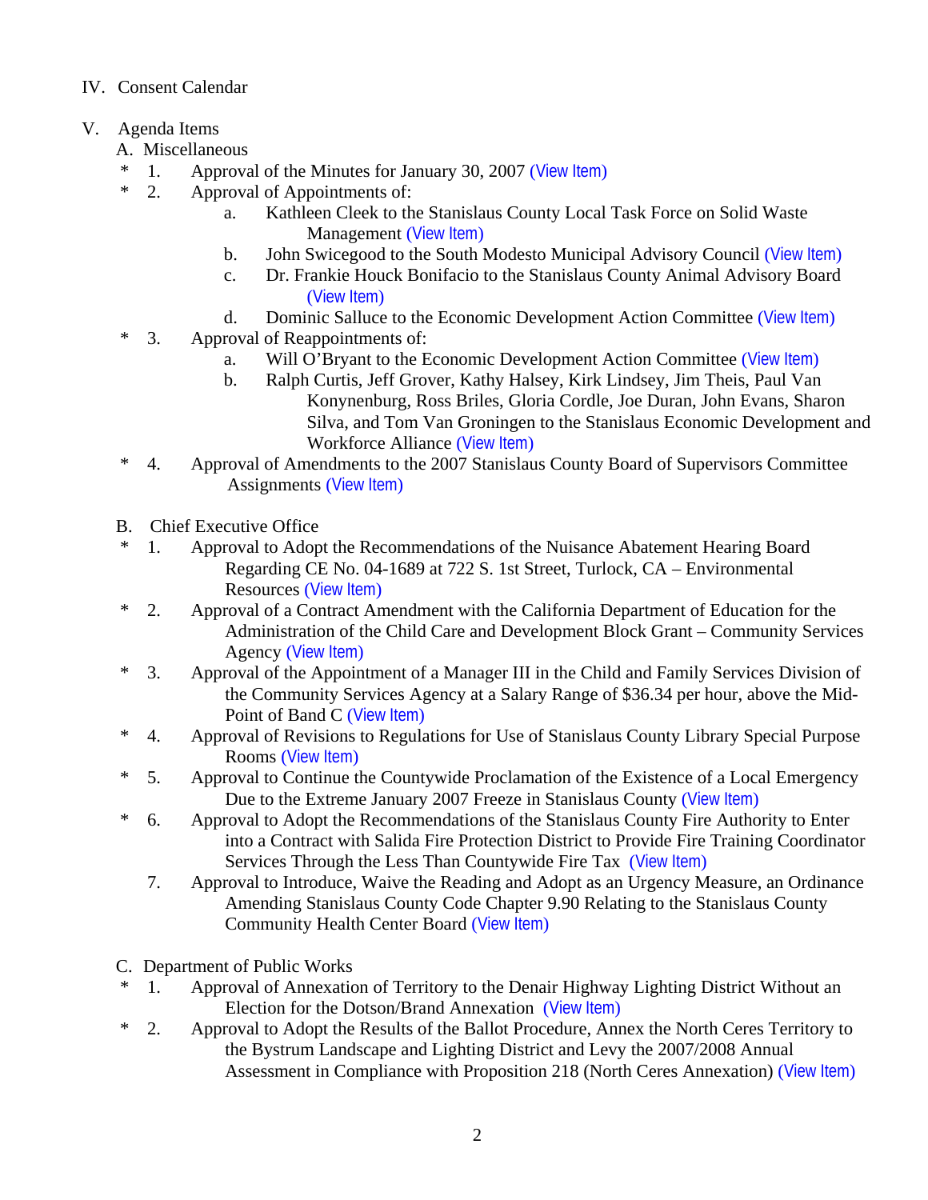IV. Consent Calendar

V. Agenda Items

A. Miscellaneous

- \* 1. Approval of the Minutes for January 30, 2007 (View Item)
- \* 2. Approval of Appointments of:
  - a. Kathleen Cleek to the Stanislaus County Local Task Force on Solid Waste Management (View Item)
  - b. John Swicegood to the South Modesto Municipal Advisory Council (View Item)
  - c. Dr. Frankie Houck Bonifacio to the Stanislaus County Animal Advisory Board (View Item)
  - d. Dominic Salluce to the Economic Development Action Committee (View Item)
- \* 3. Approval of Reappointments of:
  - a. Will O'Bryant to the Economic Development Action Committee (View Item)
  - b. Ralph Curtis, Jeff Grover, Kathy Halsey, Kirk Lindsey, Jim Theis, Paul Van Konynenburg, Ross Briles, Gloria Cordle, Joe Duran, John Evans, Sharon Silva, and Tom Van Groningen to the Stanislaus Economic Development and Workforce Alliance (View Item)
- \* 4. Approval of Amendments to the 2007 Stanislaus County Board of Supervisors Committee Assignments (View Item)

B. Chief Executive Office

- \* 1. Approval to Adopt the Recommendations of the Nuisance Abatement Hearing Board Regarding CE No. 04-1689 at 722 S. 1st Street, Turlock, CA – Environmental Resources (View Item)
- \* 2. Approval of a Contract Amendment with the California Department of Education for the Administration of the Child Care and Development Block Grant – Community Services Agency (View Item)
- \* 3. Approval of the Appointment of a Manager III in the Child and Family Services Division of the Community Services Agency at a Salary Range of $36.34 per hour, above the Mid-Point of Band C (View Item)
- \* 4. Approval of Revisions to Regulations for Use of Stanislaus County Library Special Purpose Rooms (View Item)
- \* 5. Approval to Continue the Countywide Proclamation of the Existence of a Local Emergency Due to the Extreme January 2007 Freeze in Stanislaus County (View Item)
- \* 6. Approval to Adopt the Recommendations of the Stanislaus County Fire Authority to Enter into a Contract with Salida Fire Protection District to Provide Fire Training Coordinator Services Through the Less Than Countywide Fire Tax (View Item)
- 7. Approval to Introduce, Waive the Reading and Adopt as an Urgency Measure, an Ordinance Amending Stanislaus County Code Chapter 9.90 Relating to the Stanislaus County Community Health Center Board (View Item)

C. Department of Public Works

- \* 1. Approval of Annexation of Territory to the Denair Highway Lighting District Without an Election for the Dotson/Brand Annexation (View Item)
- \* 2. Approval to Adopt the Results of the Ballot Procedure, Annex the North Ceres Territory to the Bystrum Landscape and Lighting District and Levy the 2007/2008 Annual Assessment in Compliance with Proposition 218 (North Ceres Annexation) (View Item)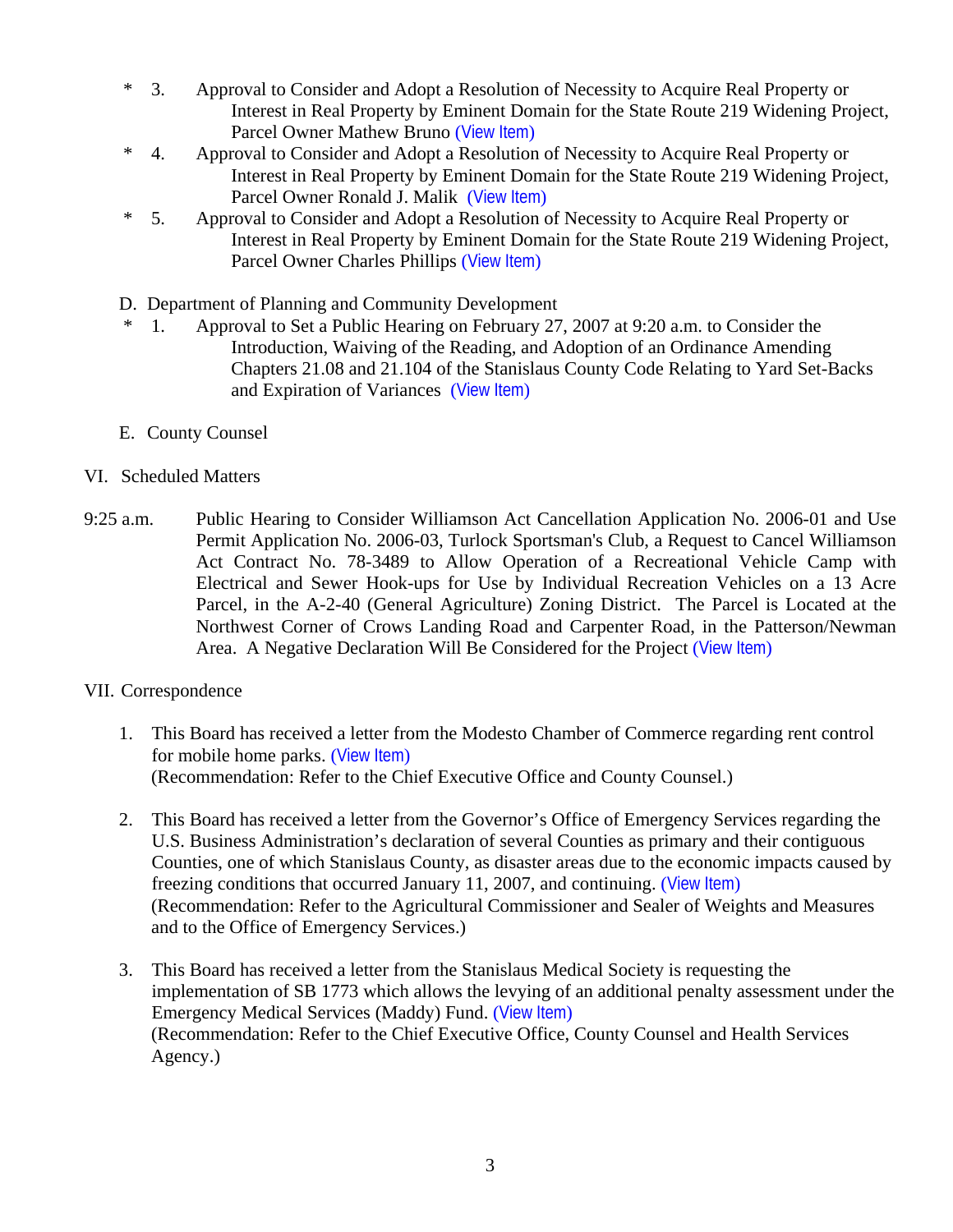- \* 3. Approval to Consider and Adopt a Resolution of Necessity to Acquire Real Property or Interest in Real Property by Eminent Domain for the State Route 219 Widening Project, Parcel Owner Mathew Bruno (View Item)
- \* 4. Approval to Consider and Adopt a Resolution of Necessity to Acquire Real Property or Interest in Real Property by Eminent Domain for the State Route 219 Widening Project, Parcel Owner Ronald J. Malik (View Item)
- \* 5. Approval to Consider and Adopt a Resolution of Necessity to Acquire Real Property or Interest in Real Property by Eminent Domain for the State Route 219 Widening Project, Parcel Owner Charles Phillips (View Item)

D. Department of Planning and Community Development

- \* 1. Approval to Set a Public Hearing on February 27, 2007 at 9:20 a.m. to Consider the Introduction, Waiving of the Reading, and Adoption of an Ordinance Amending Chapters 21.08 and 21.104 of the Stanislaus County Code Relating to Yard Set-Backs and Expiration of Variances (View Item)

E. County Counsel

VI. Scheduled Matters

9:25 a.m. Public Hearing to Consider Williamson Act Cancellation Application No. 2006-01 and Use Permit Application No. 2006-03, Turlock Sportsman's Club, a Request to Cancel Williamson Act Contract No. 78-3489 to Allow Operation of a Recreational Vehicle Camp with Electrical and Sewer Hook-ups for Use by Individual Recreation Vehicles on a 13 Acre Parcel, in the A-2-40 (General Agriculture) Zoning District. The Parcel is Located at the Northwest Corner of Crows Landing Road and Carpenter Road, in the Patterson/Newman Area. A Negative Declaration Will Be Considered for the Project (View Item)

VII. Correspondence

1. This Board has received a letter from the Modesto Chamber of Commerce regarding rent control for mobile home parks. (View Item)
   (Recommendation: Refer to the Chief Executive Office and County Counsel.)

2. This Board has received a letter from the Governor's Office of Emergency Services regarding the U.S. Business Administration's declaration of several Counties as primary and their contiguous Counties, one of which Stanislaus County, as disaster areas due to the economic impacts caused by freezing conditions that occurred January 11, 2007, and continuing. (View Item)
   (Recommendation: Refer to the Agricultural Commissioner and Sealer of Weights and Measures and to the Office of Emergency Services.)

3. This Board has received a letter from the Stanislaus Medical Society is requesting the implementation of SB 1773 which allows the levying of an additional penalty assessment under the Emergency Medical Services (Maddy) Fund. (View Item)
   (Recommendation: Refer to the Chief Executive Office, County Counsel and Health Services Agency.)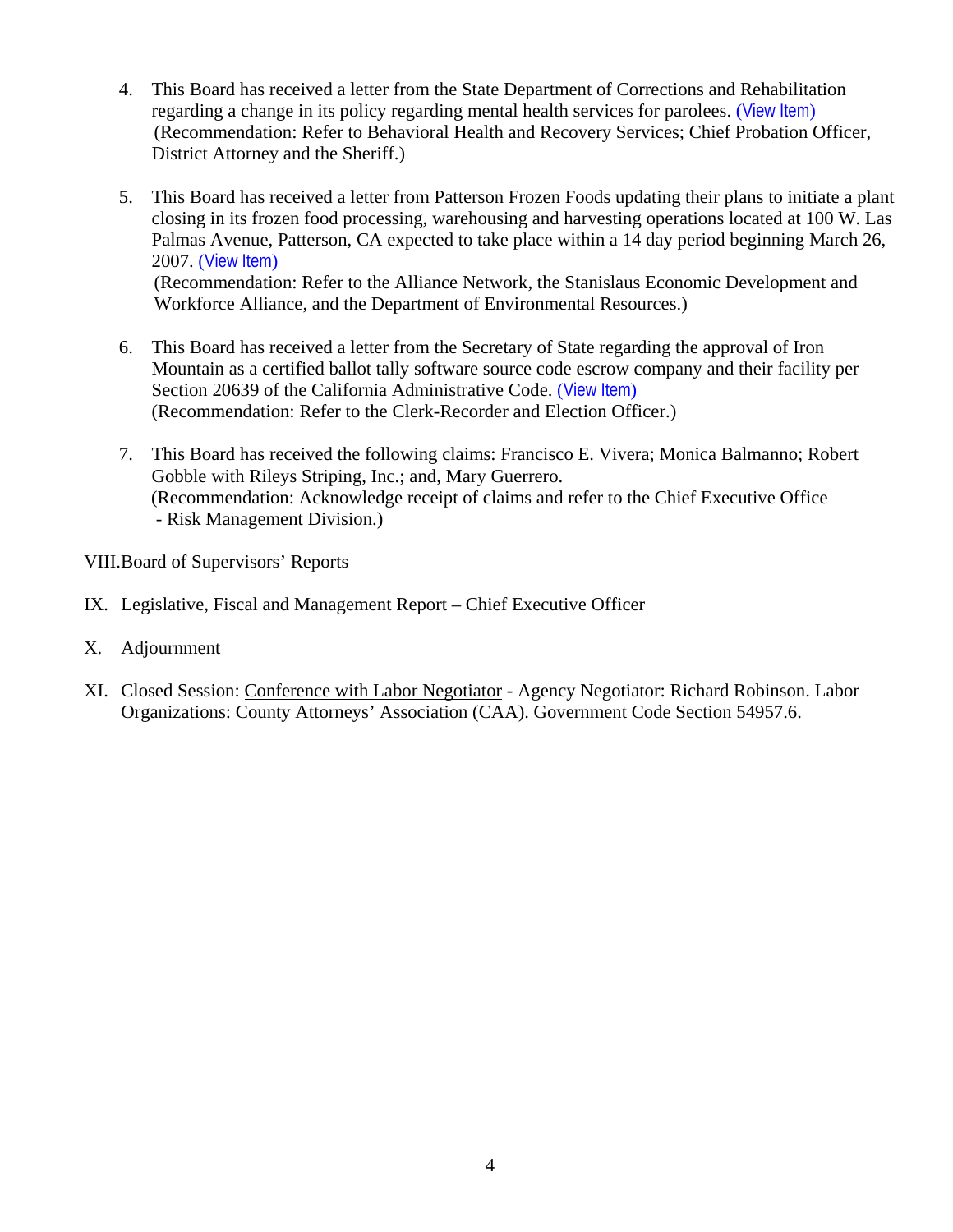4. This Board has received a letter from the State Department of Corrections and Rehabilitation regarding a change in its policy regarding mental health services for parolees. (View Item)
   (Recommendation: Refer to Behavioral Health and Recovery Services; Chief Probation Officer, District Attorney and the Sheriff.)

5. This Board has received a letter from Patterson Frozen Foods updating their plans to initiate a plant closing in its frozen food processing, warehousing and harvesting operations located at 100 W. Las Palmas Avenue, Patterson, CA expected to take place within a 14 day period beginning March 26, 2007. (View Item)
   (Recommendation: Refer to the Alliance Network, the Stanislaus Economic Development and Workforce Alliance, and the Department of Environmental Resources.)

6. This Board has received a letter from the Secretary of State regarding the approval of Iron Mountain as a certified ballot tally software source code escrow company and their facility per Section 20639 of the California Administrative Code. (View Item)
   (Recommendation: Refer to the Clerk-Recorder and Election Officer.)

7. This Board has received the following claims: Francisco E. Vivera; Monica Balmanno; Robert Gobble with Rileys Striping, Inc.; and, Mary Guerrero.
   (Recommendation: Acknowledge receipt of claims and refer to the Chief Executive Office - Risk Management Division.)

VIII. Board of Supervisors' Reports

IX. Legislative, Fiscal and Management Report – Chief Executive Officer

X. Adjournment

XI. Closed Session: Conference with Labor Negotiator - Agency Negotiator: Richard Robinson. Labor Organizations: County Attorneys' Association (CAA). Government Code Section 54957.6.